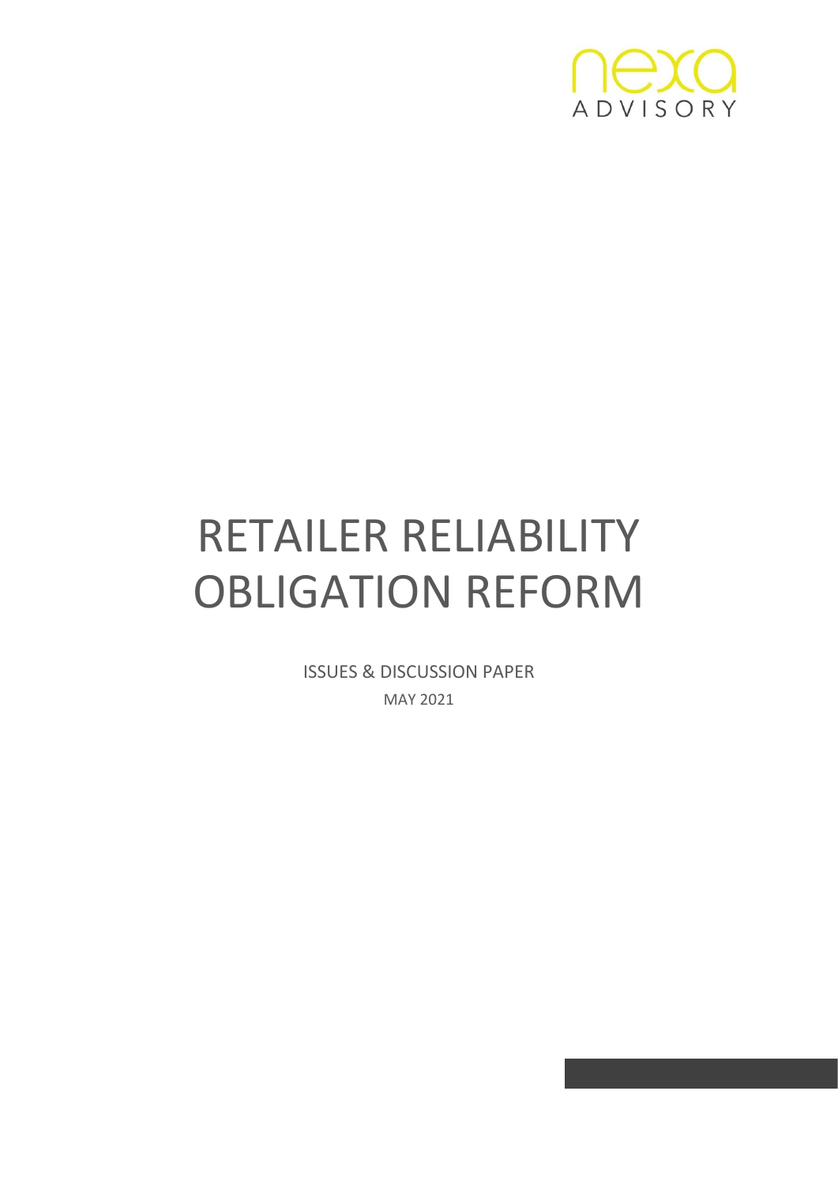nexa ADVISORY

# RETAILER RELIABILITY OBLIGATION REFORM

ISSUES & DISCUSSION PAPER

MAY 2021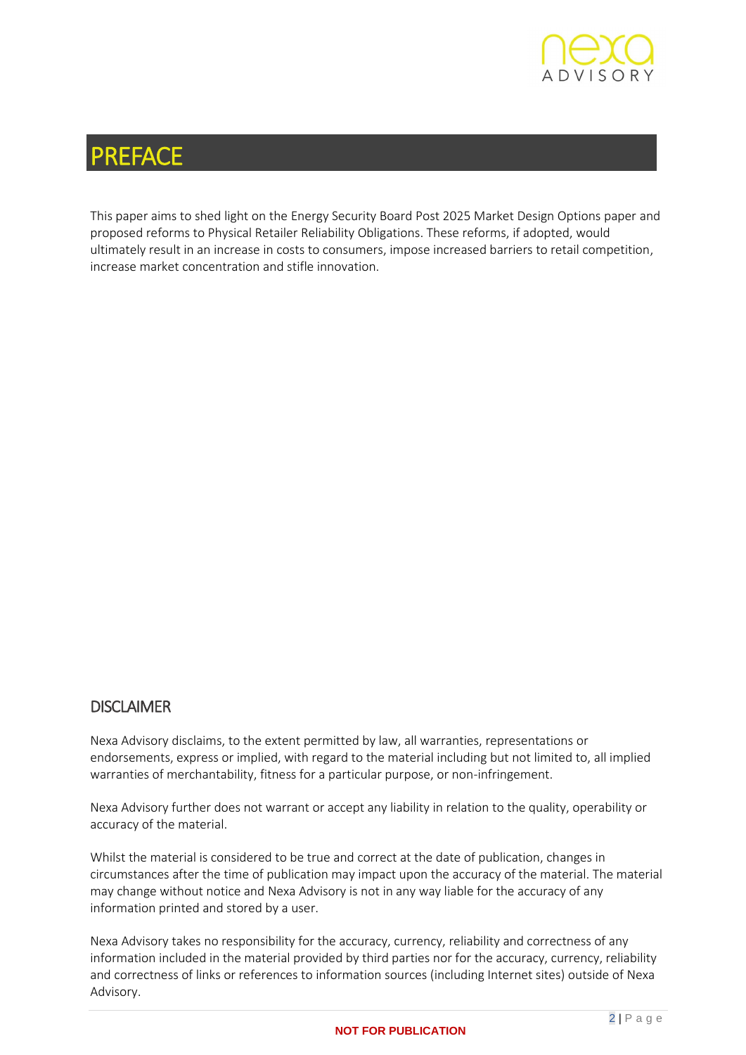# PREFACE

This paper aims to shed light on the Energy Security Board Post 2025 Market Design Options paper and proposed reforms to Physical Retailer Reliability Obligations. These reforms, if adopted, would ultimately result in an increase in costs to consumers, impose increased barriers to retail competition, increase market concentration and stifle innovation.

## DISCLAIMER

Nexa Advisory disclaims, to the extent permitted by law, all warranties, representations or endorsements, express or implied, with regard to the material including but not limited to, all implied warranties of merchantability, fitness for a particular purpose, or non-infringement.

Nexa Advisory further does not warrant or accept any liability in relation to the quality, operability or accuracy of the material.

Whilst the material is considered to be true and correct at the date of publication, changes in circumstances after the time of publication may impact upon the accuracy of the material. The material may change without notice and Nexa Advisory is not in any way liable for the accuracy of any information printed and stored by a user.

Nexa Advisory takes no responsibility for the accuracy, currency, reliability and correctness of any information included in the material provided by third parties nor for the accuracy, currency, reliability and correctness of links or references to information sources (including Internet sites) outside of Nexa Advisory.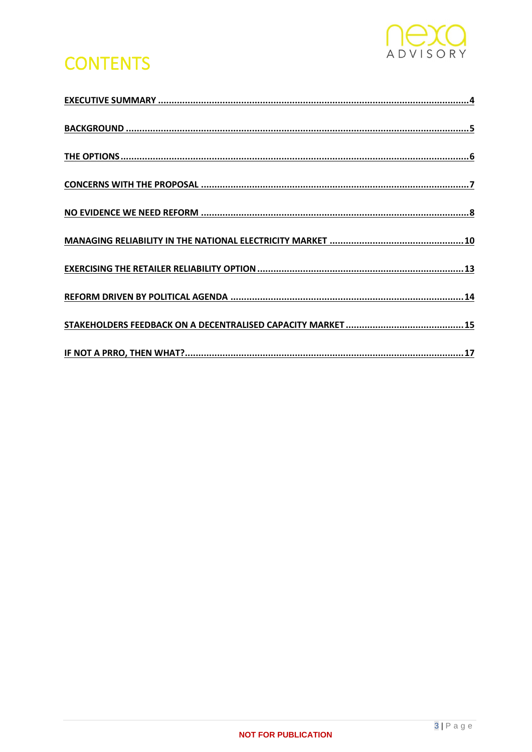# CONTENTS

EXECUTIVE SUMMARY ....................................................................................................................4

BACKGROUND ...............................................................................................................................5

THE OPTIONS ................................................................................................................................6

CONCERNS WITH THE PROPOSAL ...................................................................................................7

NO EVIDENCE WE NEED REFORM ...................................................................................................8

MANAGING RELIABILITY IN THE NATIONAL ELECTRICITY MARKET ..................................................10

EXERCISING THE RETAILER RELIABILITY OPTION ............................................................................13

REFORM DRIVEN BY POLITICAL AGENDA .......................................................................................14

STAKEHOLDERS FEEDBACK ON A DECENTRALISED CAPACITY MARKET ............................................15

IF NOT A PRRO, THEN WHAT?.........................................................................................................17

NOT FOR PUBLICATION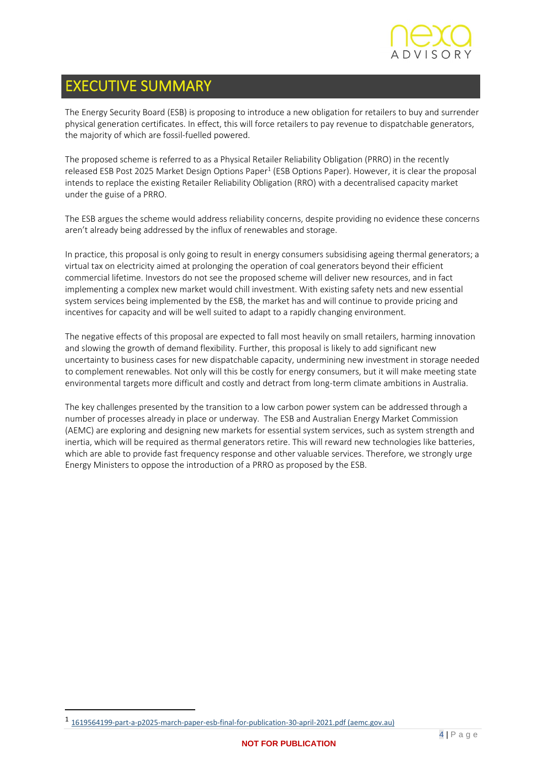# EXECUTIVE SUMMARY

The Energy Security Board (ESB) is proposing to introduce a new obligation for retailers to buy and surrender physical generation certificates. In effect, this will force retailers to pay revenue to dispatchable generators, the majority of which are fossil-fuelled powered.

The proposed scheme is referred to as a Physical Retailer Reliability Obligation (PRRO) in the recently released ESB Post 2025 Market Design Options Paper[1] (ESB Options Paper). However, it is clear the proposal intends to replace the existing Retailer Reliability Obligation (RRO) with a decentralised capacity market under the guise of a PRRO.

The ESB argues the scheme would address reliability concerns, despite providing no evidence these concerns aren't already being addressed by the influx of renewables and storage.

In practice, this proposal is only going to result in energy consumers subsidising ageing thermal generators; a virtual tax on electricity aimed at prolonging the operation of coal generators beyond their efficient commercial lifetime. Investors do not see the proposed scheme will deliver new resources, and in fact implementing a complex new market would chill investment. With existing safety nets and new essential system services being implemented by the ESB, the market has and will continue to provide pricing and incentives for capacity and will be well suited to adapt to a rapidly changing environment.

The negative effects of this proposal are expected to fall most heavily on small retailers, harming innovation and slowing the growth of demand flexibility. Further, this proposal is likely to add significant new uncertainty to business cases for new dispatchable capacity, undermining new investment in storage needed to complement renewables. Not only will this be costly for energy consumers, but it will make meeting state environmental targets more difficult and costly and detract from long-term climate ambitions in Australia.

The key challenges presented by the transition to a low carbon power system can be addressed through a number of processes already in place or underway. The ESB and Australian Energy Market Commission (AEMC) are exploring and designing new markets for essential system services, such as system strength and inertia, which will be required as thermal generators retire. This will reward new technologies like batteries, which are able to provide fast frequency response and other valuable services. Therefore, we strongly urge Energy Ministers to oppose the introduction of a PRRO as proposed by the ESB.

---

[1] 1619564199-part-a-p2025-march-paper-esb-final-for-publication-30-april-2021.pdf (aemc.gov.au)

**NOT FOR PUBLICATION**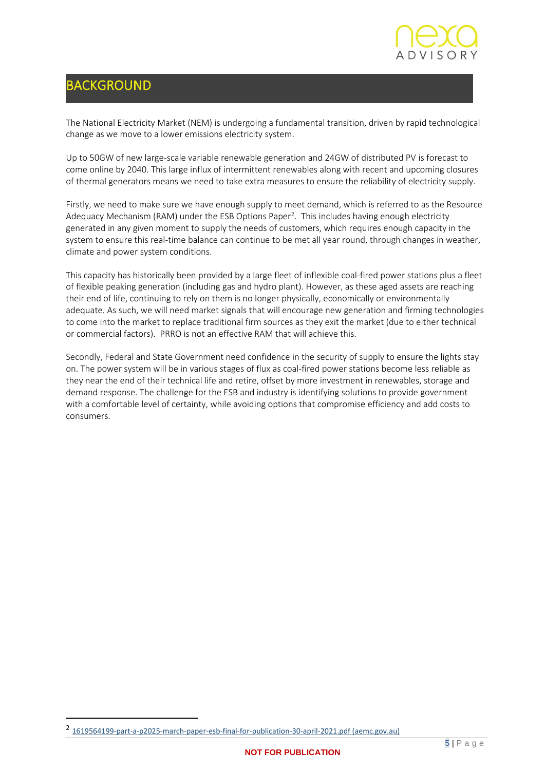# BACKGROUND

The National Electricity Market (NEM) is undergoing a fundamental transition, driven by rapid technological change as we move to a lower emissions electricity system.

Up to 50GW of new large-scale variable renewable generation and 24GW of distributed PV is forecast to come online by 2040. This large influx of intermittent renewables along with recent and upcoming closures of thermal generators means we need to take extra measures to ensure the reliability of electricity supply.

Firstly, we need to make sure we have enough supply to meet demand, which is referred to as the Resource Adequacy Mechanism (RAM) under the ESB Options Paper[2]. This includes having enough electricity generated in any given moment to supply the needs of customers, which requires enough capacity in the system to ensure this real-time balance can continue to be met all year round, through changes in weather, climate and power system conditions.

This capacity has historically been provided by a large fleet of inflexible coal-fired power stations plus a fleet of flexible peaking generation (including gas and hydro plant). However, as these aged assets are reaching their end of life, continuing to rely on them is no longer physically, economically or environmentally adequate. As such, we will need market signals that will encourage new generation and firming technologies to come into the market to replace traditional firm sources as they exit the market (due to either technical or commercial factors). PRRO is not an effective RAM that will achieve this.

Secondly, Federal and State Government need confidence in the security of supply to ensure the lights stay on. The power system will be in various stages of flux as coal-fired power stations become less reliable as they near the end of their technical life and retire, offset by more investment in renewables, storage and demand response. The challenge for the ESB and industry is identifying solutions to provide government with a comfortable level of certainty, while avoiding options that compromise efficiency and add costs to consumers.

[2] 1619564199-part-a-p2025-march-paper-esb-final-for-publication-30-april-2021.pdf (aemc.gov.au)

NOT FOR PUBLICATION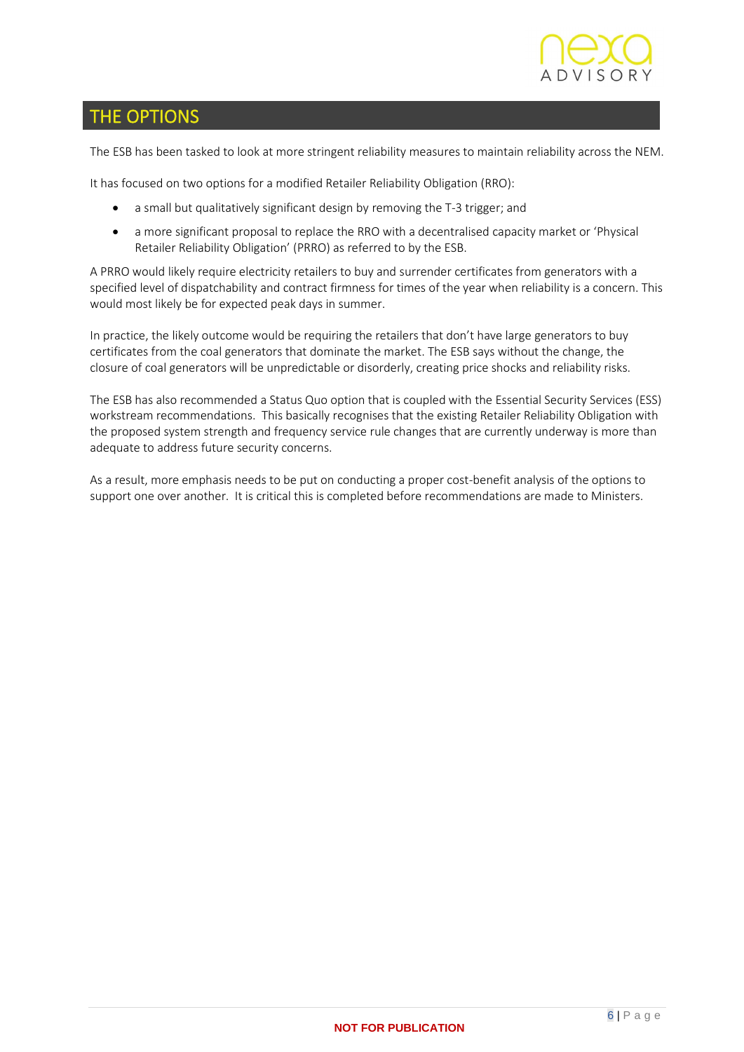## THE OPTIONS

The ESB has been tasked to look at more stringent reliability measures to maintain reliability across the NEM.

It has focused on two options for a modified Retailer Reliability Obligation (RRO):

- a small but qualitatively significant design by removing the T-3 trigger; and
- a more significant proposal to replace the RRO with a decentralised capacity market or 'Physical Retailer Reliability Obligation' (PRRO) as referred to by the ESB.

A PRRO would likely require electricity retailers to buy and surrender certificates from generators with a specified level of dispatchability and contract firmness for times of the year when reliability is a concern. This would most likely be for expected peak days in summer.

In practice, the likely outcome would be requiring the retailers that don't have large generators to buy certificates from the coal generators that dominate the market. The ESB says without the change, the closure of coal generators will be unpredictable or disorderly, creating price shocks and reliability risks.

The ESB has also recommended a Status Quo option that is coupled with the Essential Security Services (ESS) workstream recommendations. This basically recognises that the existing Retailer Reliability Obligation with the proposed system strength and frequency service rule changes that are currently underway is more than adequate to address future security concerns.

As a result, more emphasis needs to be put on conducting a proper cost-benefit analysis of the options to support one over another. It is critical this is completed before recommendations are made to Ministers.

NOT FOR PUBLICATION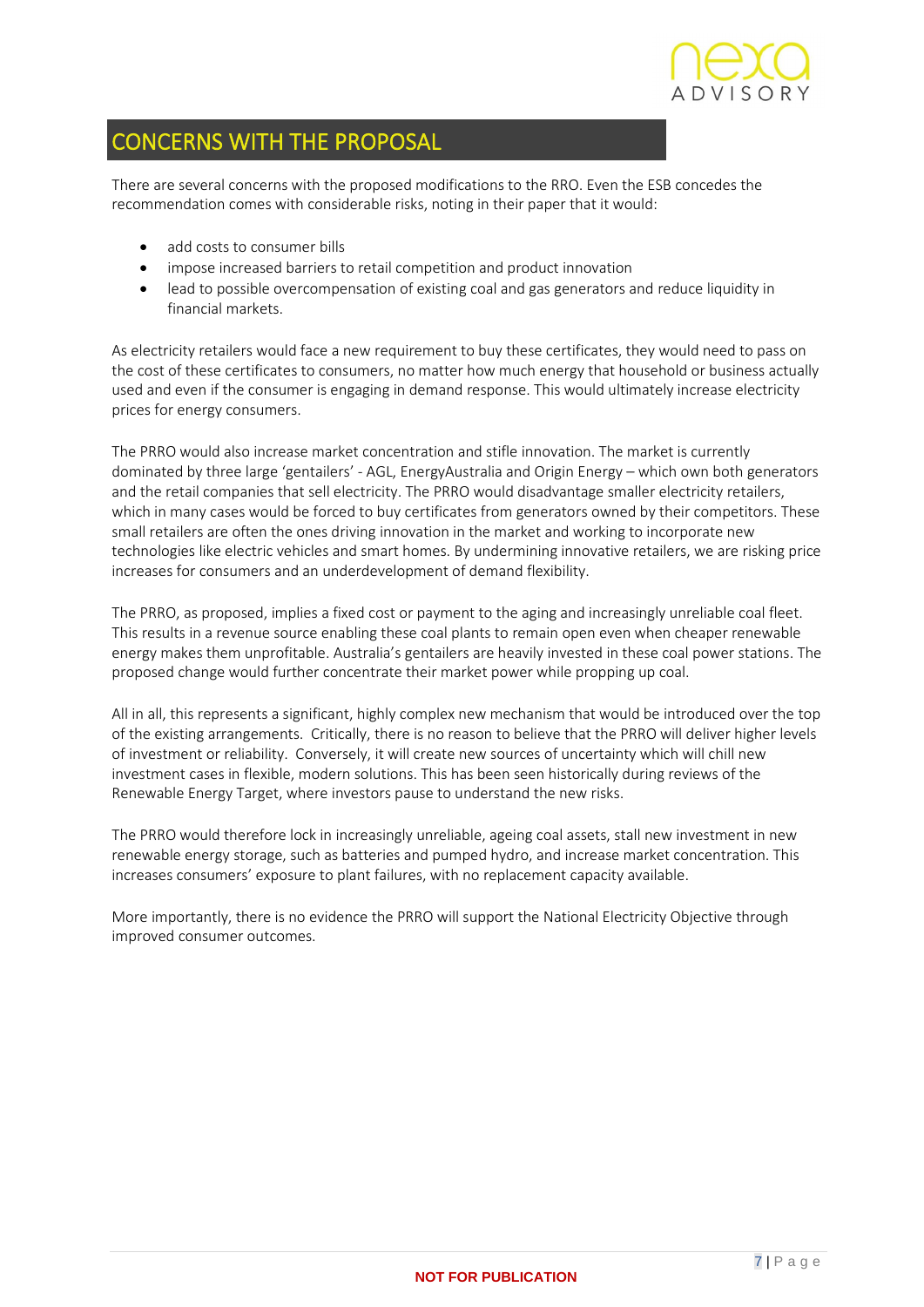## CONCERNS WITH THE PROPOSAL

There are several concerns with the proposed modifications to the RRO. Even the ESB concedes the recommendation comes with considerable risks, noting in their paper that it would:

- add costs to consumer bills
- impose increased barriers to retail competition and product innovation
- lead to possible overcompensation of existing coal and gas generators and reduce liquidity in financial markets.

As electricity retailers would face a new requirement to buy these certificates, they would need to pass on the cost of these certificates to consumers, no matter how much energy that household or business actually used and even if the consumer is engaging in demand response. This would ultimately increase electricity prices for energy consumers.

The PRRO would also increase market concentration and stifle innovation. The market is currently dominated by three large 'gentailers' - AGL, EnergyAustralia and Origin Energy – which own both generators and the retail companies that sell electricity. The PRRO would disadvantage smaller electricity retailers, which in many cases would be forced to buy certificates from generators owned by their competitors. These small retailers are often the ones driving innovation in the market and working to incorporate new technologies like electric vehicles and smart homes. By undermining innovative retailers, we are risking price increases for consumers and an underdevelopment of demand flexibility.

The PRRO, as proposed, implies a fixed cost or payment to the aging and increasingly unreliable coal fleet. This results in a revenue source enabling these coal plants to remain open even when cheaper renewable energy makes them unprofitable. Australia's gentailers are heavily invested in these coal power stations. The proposed change would further concentrate their market power while propping up coal.

All in all, this represents a significant, highly complex new mechanism that would be introduced over the top of the existing arrangements. Critically, there is no reason to believe that the PRRO will deliver higher levels of investment or reliability. Conversely, it will create new sources of uncertainty which will chill new investment cases in flexible, modern solutions. This has been seen historically during reviews of the Renewable Energy Target, where investors pause to understand the new risks.

The PRRO would therefore lock in increasingly unreliable, ageing coal assets, stall new investment in new renewable energy storage, such as batteries and pumped hydro, and increase market concentration. This increases consumers' exposure to plant failures, with no replacement capacity available.

More importantly, there is no evidence the PRRO will support the National Electricity Objective through improved consumer outcomes.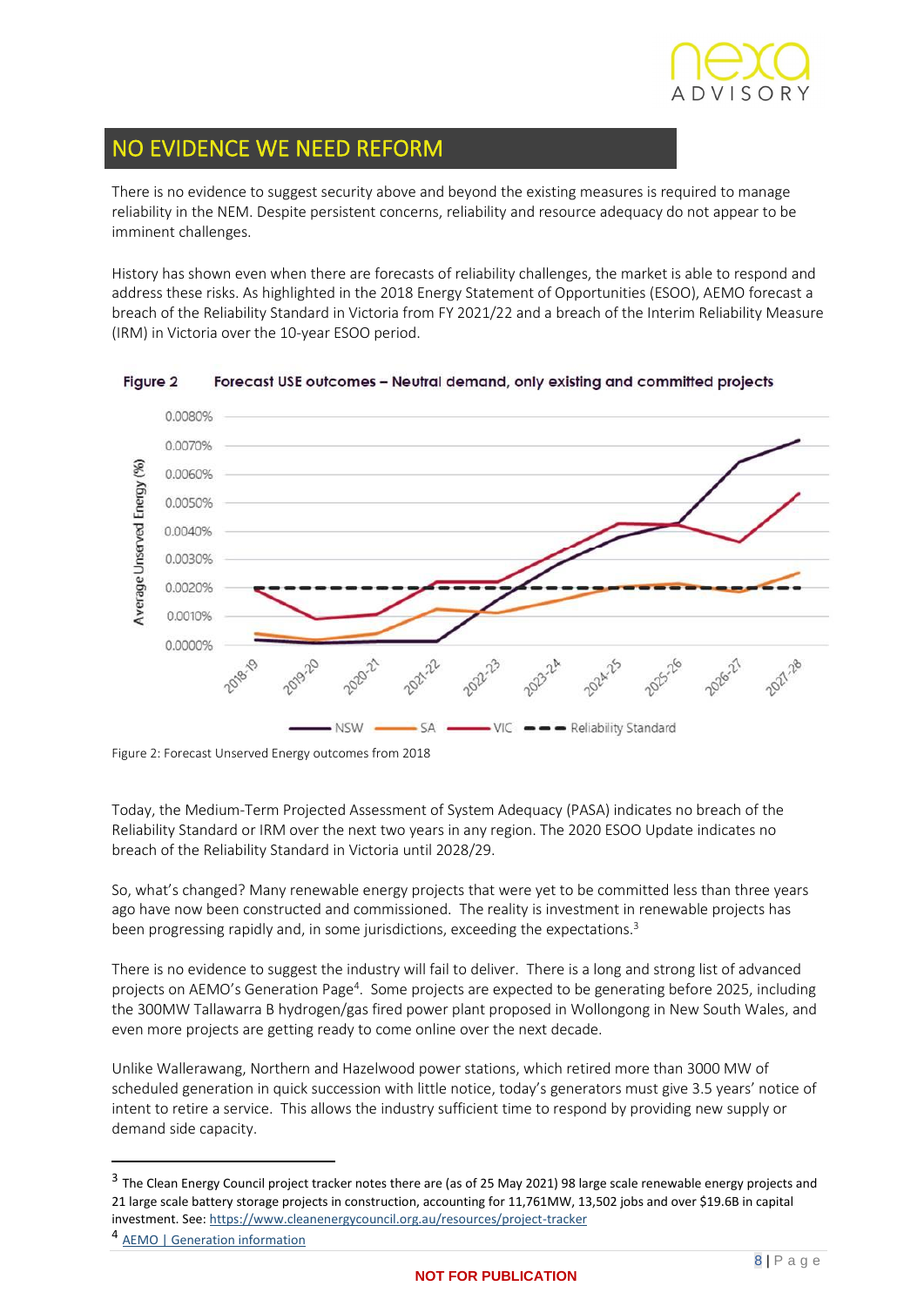## NO EVIDENCE WE NEED REFORM

There is no evidence to suggest security above and beyond the existing measures is required to manage reliability in the NEM. Despite persistent concerns, reliability and resource adequacy do not appear to be imminent challenges.

History has shown even when there are forecasts of reliability challenges, the market is able to respond and address these risks. As highlighted in the 2018 Energy Statement of Opportunities (ESOO), AEMO forecast a breach of the Reliability Standard in Victoria from FY 2021/22 and a breach of the Interim Reliability Measure (IRM) in Victoria over the 10-year ESOO period.

**Figure 2 Forecast USE outcomes – Neutral demand, only existing and committed projects**

Figure 2: Forecast Unserved Energy outcomes from 2018

Today, the Medium-Term Projected Assessment of System Adequacy (PASA) indicates no breach of the Reliability Standard or IRM over the next two years in any region. The 2020 ESOO Update indicates no breach of the Reliability Standard in Victoria until 2028/29.

So, what's changed? Many renewable energy projects that were yet to be committed less than three years ago have now been constructed and commissioned. The reality is investment in renewable projects has been progressing rapidly and, in some jurisdictions, exceeding the expectations.[3]

There is no evidence to suggest the industry will fail to deliver. There is a long and strong list of advanced projects on AEMO's Generation Page[4]. Some projects are expected to be generating before 2025, including the 300MW Tallawarra B hydrogen/gas fired power plant proposed in Wollongong in New South Wales, and even more projects are getting ready to come online over the next decade.

Unlike Wallerawang, Northern and Hazelwood power stations, which retired more than 3000 MW of scheduled generation in quick succession with little notice, today's generators must give 3.5 years' notice of intent to retire a service. This allows the industry sufficient time to respond by providing new supply or demand side capacity.

---

[3] The Clean Energy Council project tracker notes there are (as of 25 May 2021) 98 large scale renewable energy projects and 21 large scale battery storage projects in construction, accounting for 11,761MW, 13,502 jobs and over $19.6B in capital investment. See: https://www.cleanenergycouncil.org.au/resources/project-tracker

[4] AEMO | Generation information

NOT FOR PUBLICATION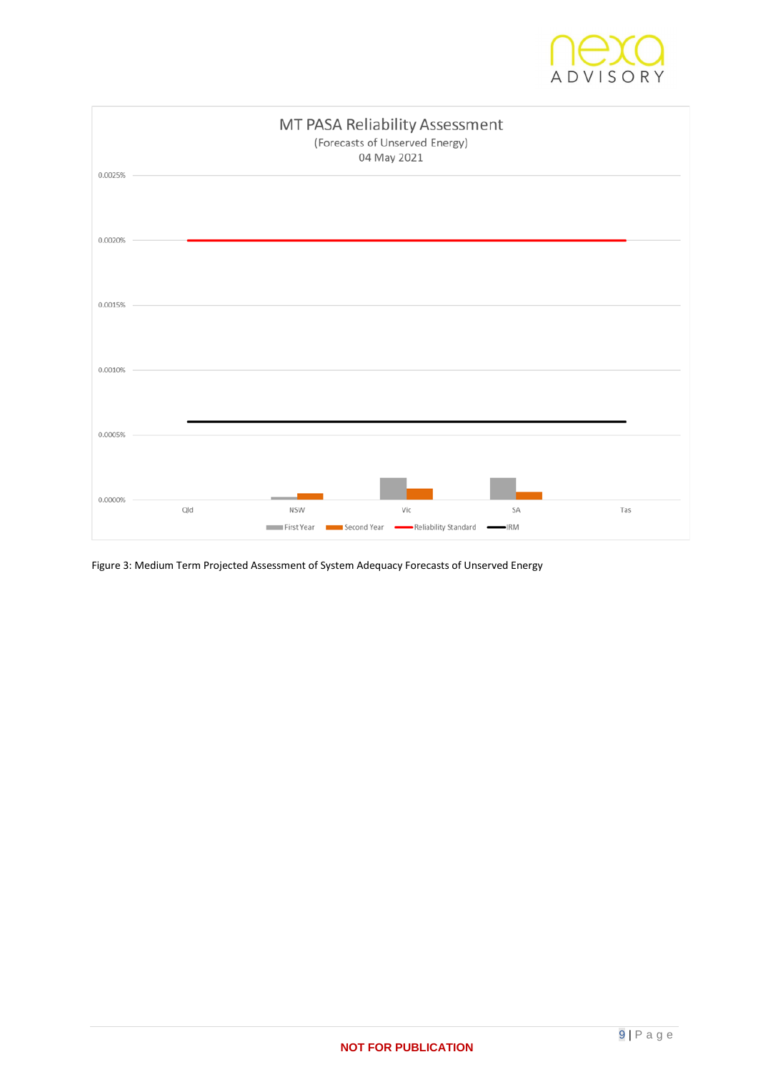MT PASA Reliability Assessment
(Forecasts of Unserved Energy)
04 May 2021

Figure 3: Medium Term Projected Assessment of System Adequacy Forecasts of Unserved Energy

**NOT FOR PUBLICATION**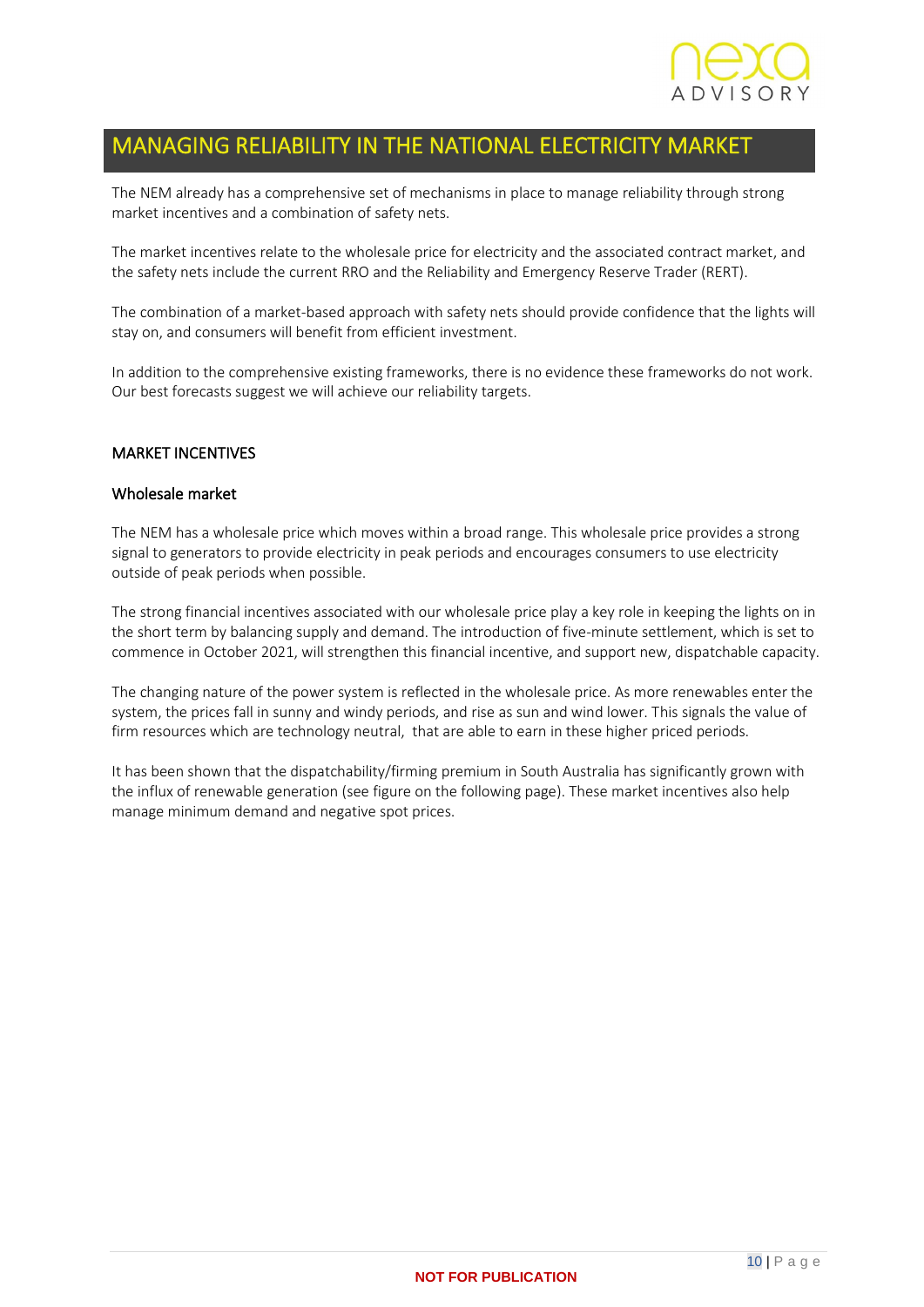# MANAGING RELIABILITY IN THE NATIONAL ELECTRICITY MARKET

The NEM already has a comprehensive set of mechanisms in place to manage reliability through strong market incentives and a combination of safety nets.

The market incentives relate to the wholesale price for electricity and the associated contract market, and the safety nets include the current RRO and the Reliability and Emergency Reserve Trader (RERT).

The combination of a market-based approach with safety nets should provide confidence that the lights will stay on, and consumers will benefit from efficient investment.

In addition to the comprehensive existing frameworks, there is no evidence these frameworks do not work. Our best forecasts suggest we will achieve our reliability targets.

## MARKET INCENTIVES

### Wholesale market

The NEM has a wholesale price which moves within a broad range. This wholesale price provides a strong signal to generators to provide electricity in peak periods and encourages consumers to use electricity outside of peak periods when possible.

The strong financial incentives associated with our wholesale price play a key role in keeping the lights on in the short term by balancing supply and demand. The introduction of five-minute settlement, which is set to commence in October 2021, will strengthen this financial incentive, and support new, dispatchable capacity.

The changing nature of the power system is reflected in the wholesale price. As more renewables enter the system, the prices fall in sunny and windy periods, and rise as sun and wind lower. This signals the value of firm resources which are technology neutral, that are able to earn in these higher priced periods.

It has been shown that the dispatchability/firming premium in South Australia has significantly grown with the influx of renewable generation (see figure on the following page). These market incentives also help manage minimum demand and negative spot prices.

NOT FOR PUBLICATION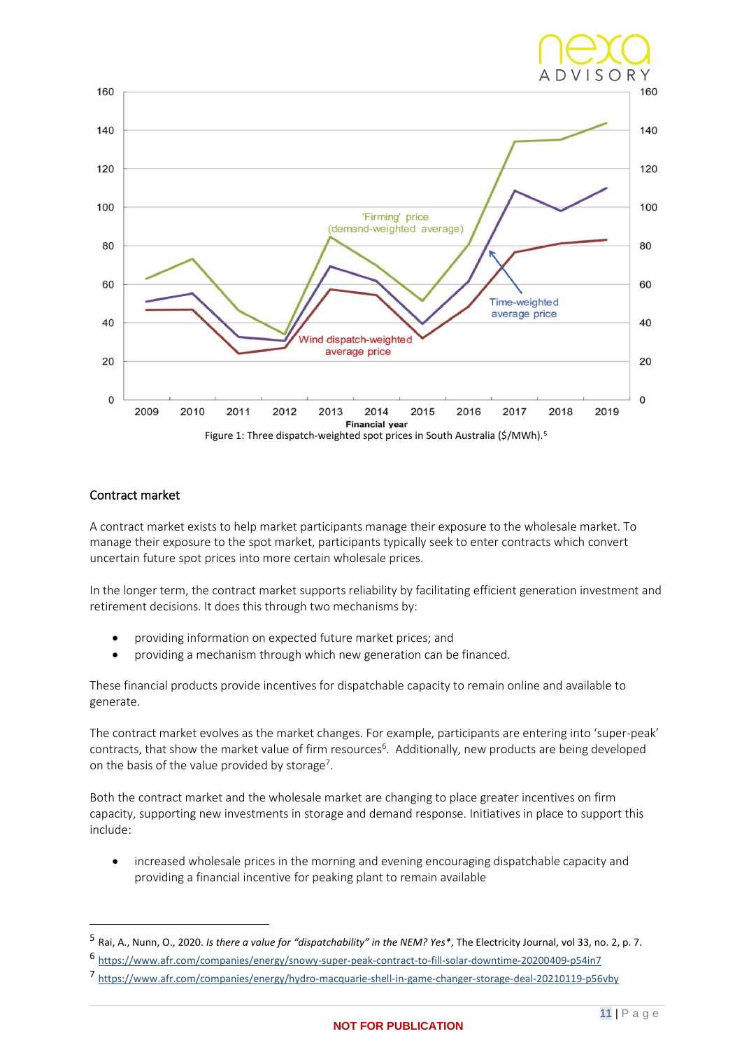Figure 1: Three dispatch-weighted spot prices in South Australia ($/MWh).[5]

## Contract market

A contract market exists to help market participants manage their exposure to the wholesale market. To manage their exposure to the spot market, participants typically seek to enter contracts which convert uncertain future spot prices into more certain wholesale prices.

In the longer term, the contract market supports reliability by facilitating efficient generation investment and retirement decisions. It does this through two mechanisms by:

- providing information on expected future market prices; and
- providing a mechanism through which new generation can be financed.

These financial products provide incentives for dispatchable capacity to remain online and available to generate.

The contract market evolves as the market changes. For example, participants are entering into 'super-peak' contracts, that show the market value of firm resources[6]. Additionally, new products are being developed on the basis of the value provided by storage[7].

Both the contract market and the wholesale market are changing to place greater incentives on firm capacity, supporting new investments in storage and demand response. Initiatives in place to support this include:

- increased wholesale prices in the morning and evening encouraging dispatchable capacity and providing a financial incentive for peaking plant to remain available

---

[5] Rai, A., Nunn, O., 2020. *Is there a value for "dispatchability" in the NEM? Yes\**, The Electricity Journal, vol 33, no. 2, p. 7.

[6] https://www.afr.com/companies/energy/snowy-super-peak-contract-to-fill-solar-downtime-20200409-p54in7

[7] https://www.afr.com/companies/energy/hydro-macquarie-shell-in-game-changer-storage-deal-20210119-p56vby

NOT FOR PUBLICATION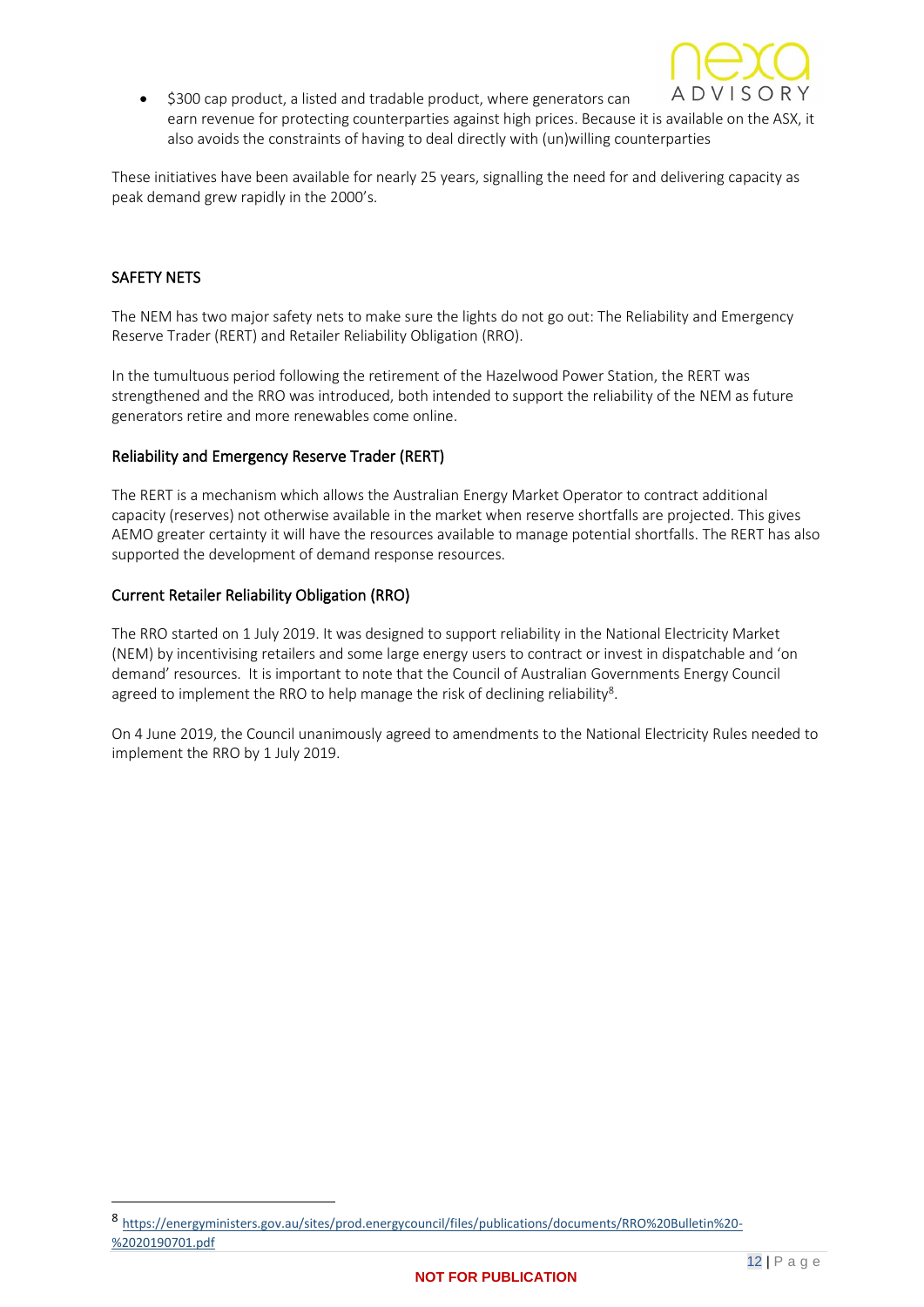- $300 cap product, a listed and tradable product, where generators can earn revenue for protecting counterparties against high prices. Because it is available on the ASX, it also avoids the constraints of having to deal directly with (un)willing counterparties

These initiatives have been available for nearly 25 years, signalling the need for and delivering capacity as peak demand grew rapidly in the 2000's.

## SAFETY NETS

The NEM has two major safety nets to make sure the lights do not go out: The Reliability and Emergency Reserve Trader (RERT) and Retailer Reliability Obligation (RRO).

In the tumultuous period following the retirement of the Hazelwood Power Station, the RERT was strengthened and the RRO was introduced, both intended to support the reliability of the NEM as future generators retire and more renewables come online.

### Reliability and Emergency Reserve Trader (RERT)

The RERT is a mechanism which allows the Australian Energy Market Operator to contract additional capacity (reserves) not otherwise available in the market when reserve shortfalls are projected. This gives AEMO greater certainty it will have the resources available to manage potential shortfalls. The RERT has also supported the development of demand response resources.

### Current Retailer Reliability Obligation (RRO)

The RRO started on 1 July 2019. It was designed to support reliability in the National Electricity Market (NEM) by incentivising retailers and some large energy users to contract or invest in dispatchable and 'on demand' resources. It is important to note that the Council of Australian Governments Energy Council agreed to implement the RRO to help manage the risk of declining reliability[8].

On 4 June 2019, the Council unanimously agreed to amendments to the National Electricity Rules needed to implement the RRO by 1 July 2019.

---

[8] https://energyministers.gov.au/sites/prod.energycouncil/files/publications/documents/RRO%20Bulletin%20-%2020190701.pdf

NOT FOR PUBLICATION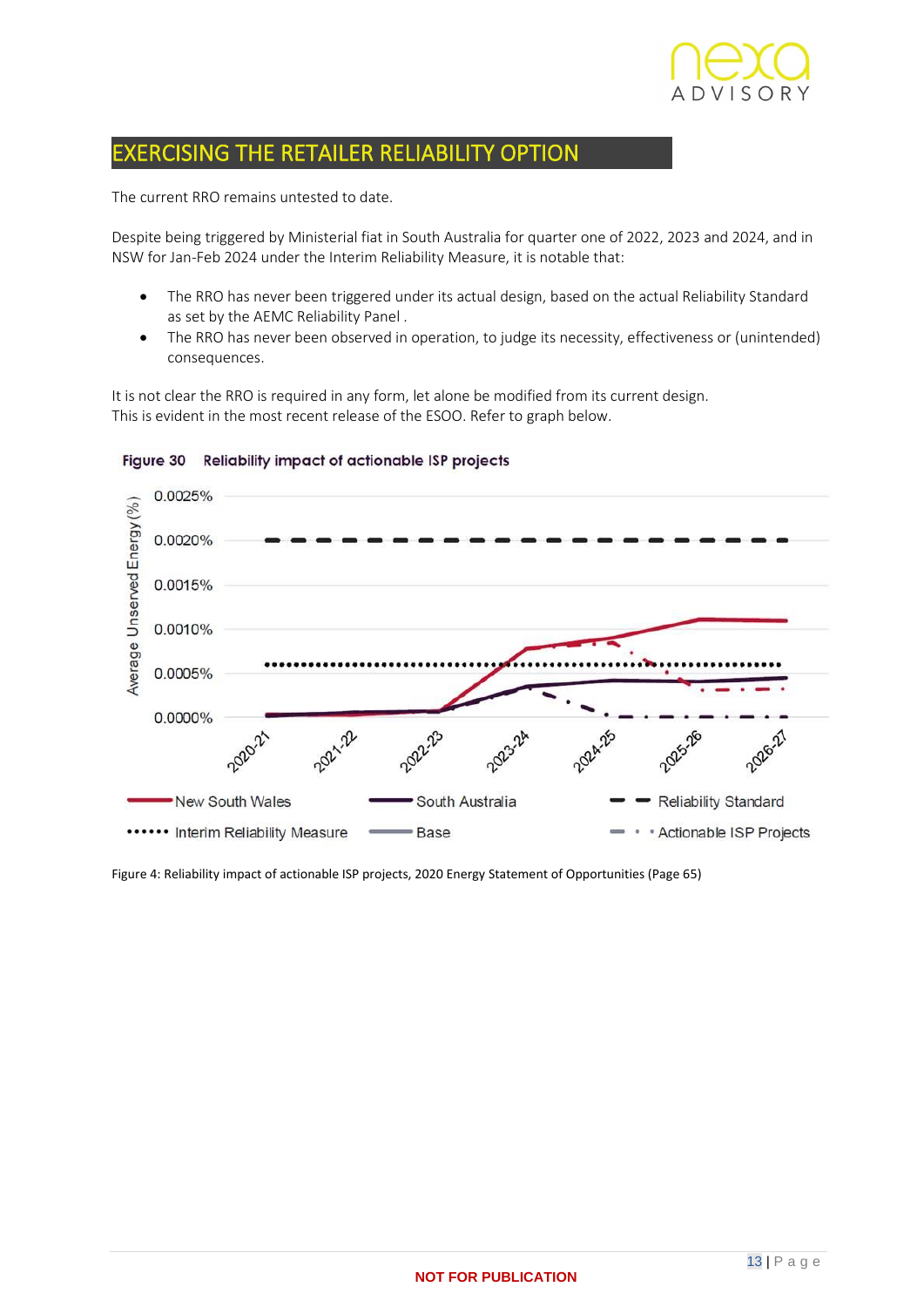# EXERCISING THE RETAILER RELIABILITY OPTION

The current RRO remains untested to date.

Despite being triggered by Ministerial fiat in South Australia for quarter one of 2022, 2023 and 2024, and in NSW for Jan-Feb 2024 under the Interim Reliability Measure, it is notable that:

- The RRO has never been triggered under its actual design, based on the actual Reliability Standard as set by the AEMC Reliability Panel .
- The RRO has never been observed in operation, to judge its necessity, effectiveness or (unintended) consequences.

It is not clear the RRO is required in any form, let alone be modified from its current design. This is evident in the most recent release of the ESOO. Refer to graph below.

**Figure 30 Reliability impact of actionable ISP projects**

Figure 4: Reliability impact of actionable ISP projects, 2020 Energy Statement of Opportunities (Page 65)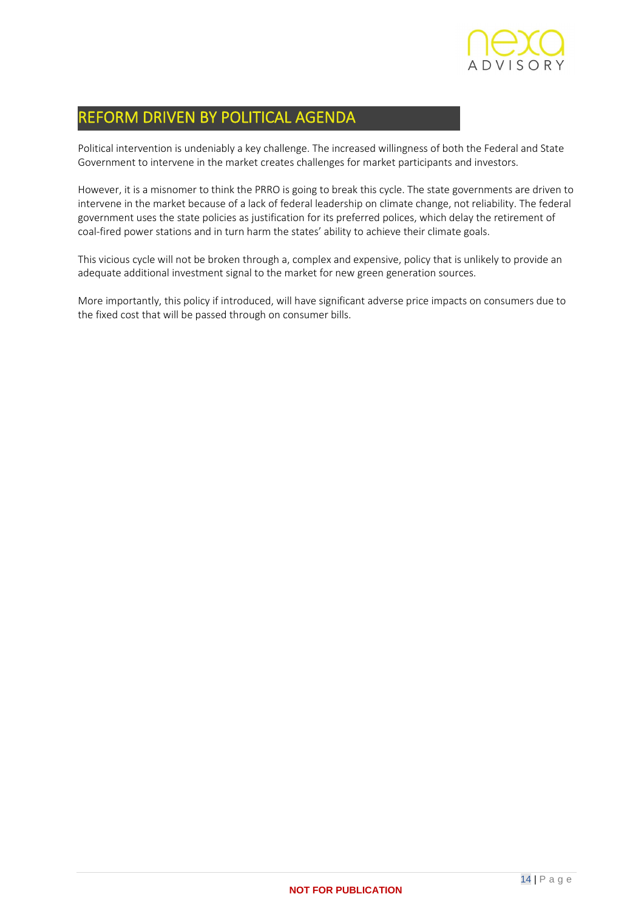# REFORM DRIVEN BY POLITICAL AGENDA

Political intervention is undeniably a key challenge. The increased willingness of both the Federal and State Government to intervene in the market creates challenges for market participants and investors.

However, it is a misnomer to think the PRRO is going to break this cycle. The state governments are driven to intervene in the market because of a lack of federal leadership on climate change, not reliability. The federal government uses the state policies as justification for its preferred polices, which delay the retirement of coal-fired power stations and in turn harm the states' ability to achieve their climate goals.

This vicious cycle will not be broken through a, complex and expensive, policy that is unlikely to provide an adequate additional investment signal to the market for new green generation sources.

More importantly, this policy if introduced, will have significant adverse price impacts on consumers due to the fixed cost that will be passed through on consumer bills.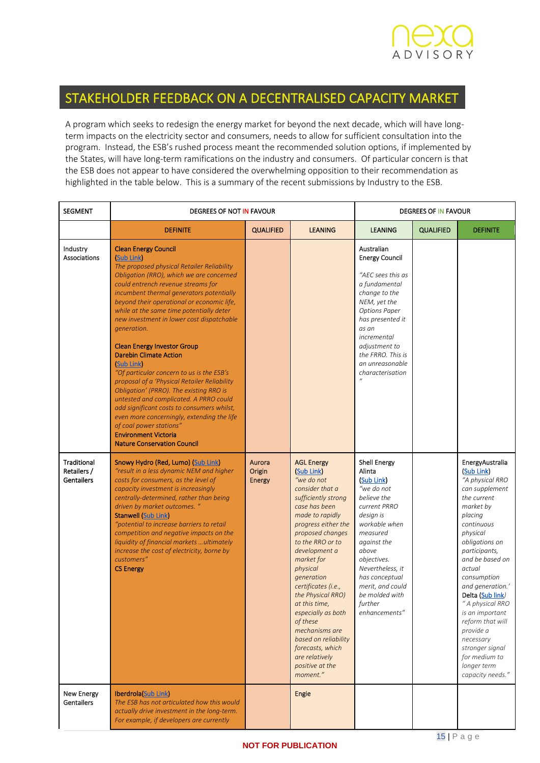## STAKEHOLDER FEEDBACK ON A DECENTRALISED CAPACITY MARKET

A program which seeks to redesign the energy market for beyond the next decade, which will have long-term impacts on the electricity sector and consumers, needs to allow for sufficient consultation into the program. Instead, the ESB's rushed process meant the recommended solution options, if implemented by the States, will have long-term ramifications on the industry and consumers. Of particular concern is that the ESB does not appear to have considered the overwhelming opposition to their recommendation as highlighted in the table below. This is a summary of the recent submissions by Industry to the ESB.

| SEGMENT | DEGREES OF NOT IN FAVOUR | | | DEGREES OF IN FAVOUR | | |
|---|---|---|---|---|---|---|
| | DEFINITE | QUALIFIED | LEANING | LEANING | QUALIFIED | DEFINITE |
| Industry Associations | **Clean Energy Council** (Sub Link) *The proposed physical Retailer Reliability Obligation (RRO), which we are concerned could entrench revenue streams for incumbent thermal generators potentially beyond their operational or economic life, while at the same time potentially deter new investment in lower cost dispatchable generation.* **Clean Energy Investor Group** **Darebin Climate Action** (Sub Link) *"Of particular concern to us is the ESB's proposal of a 'Physical Retailer Reliability Obligation' (PRRO). The existing RRO is untested and complicated. A PRRO could add significant costs to consumers whilst, even more concerningly, extending the life of coal power stations"* **Environment Victoria** **Nature Conservation Council** | | | Australian Energy Council *"AEC sees this as a fundamental change to the NEM, yet the Options Paper has presented it as an incremental adjustment to the FRRO. This is an unreasonable characterisation"* | | |
| Traditional Retailers / Gentailers | **Snowy Hydro (Red, Lumo)** (Sub Link) *"result in a less dynamic NEM and higher costs for consumers, as the level of capacity investment is increasingly centrally-determined, rather than being driven by market outcomes. "* **Stanwell** (Sub Link) *"potential to increase barriers to retail competition and negative impacts on the liquidity of financial markets …ultimately increase the cost of electricity, borne by customers"* **CS Energy** | Aurora Origin Energy | **AGL Energy** (Sub Link) *"we do not consider that a sufficiently strong case has been made to rapidly progress either the proposed changes to the RRO or to development a market for physical generation certificates (i.e., the Physical RRO) at this time, especially as both of these mechanisms are based on reliability forecasts, which are relatively positive at the moment."* | Shell Energy Alinta (Sub Link) *"we do not believe the current PRRO design is workable when measured against the above objectives. Nevertheless, it has conceptual merit, and could be molded with further enhancements"* | | EnergyAustralia (Sub Link) *"A physical RRO can supplement the current market by placing continuous physical obligations on participants, and be based on actual consumption and generation.'* **Delta** (Sub link) *" A physical RRO is an important reform that will provide a necessary stronger signal for medium to longer term capacity needs."* |
| New Energy Gentailers | **Iberdrola** (Sub Link) *The ESB has not articulated how this would actually drive investment in the long-term. For example, if developers are currently* | | Engie | | | |

**NOT FOR PUBLICATION**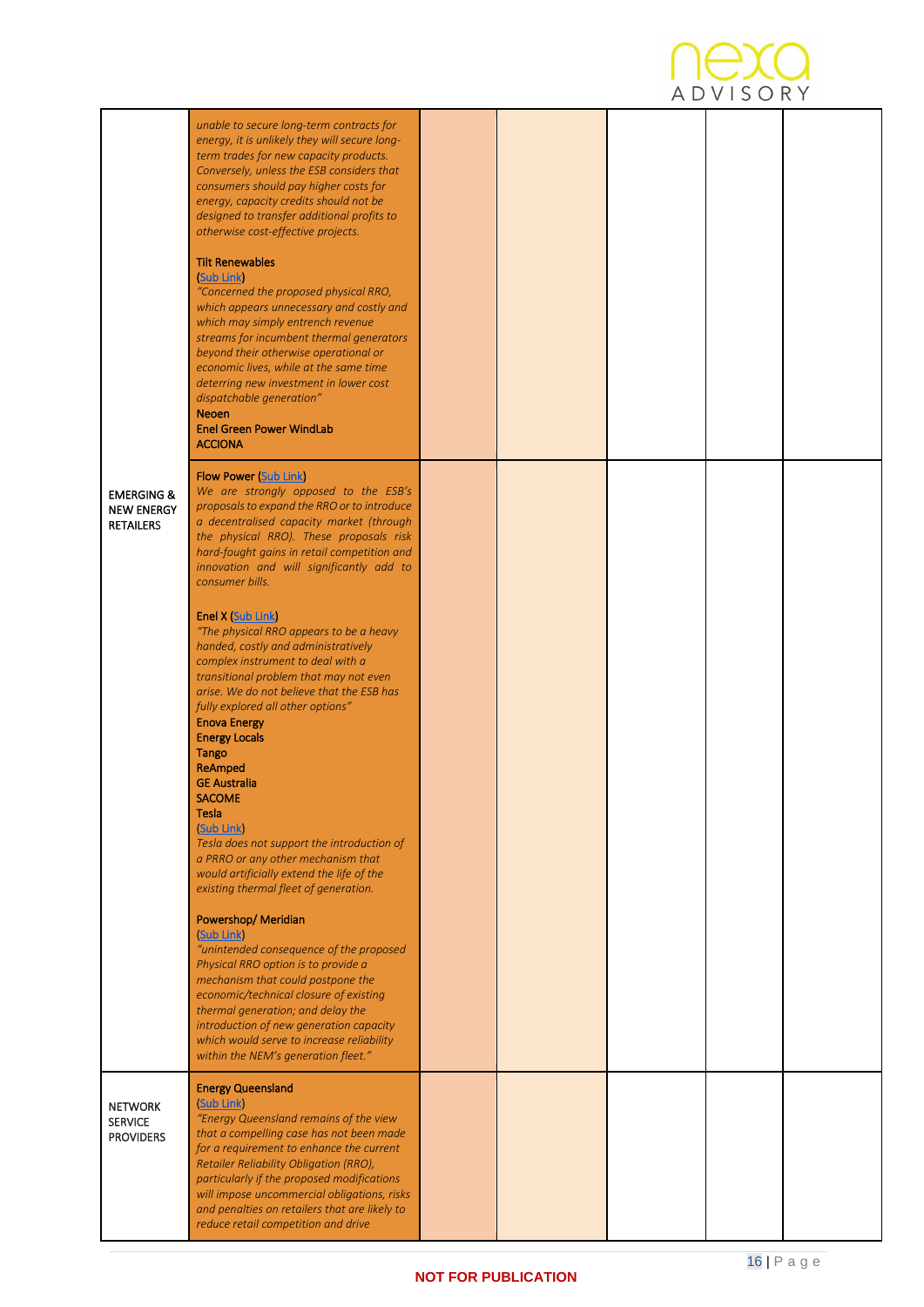| | | | | | | |
|---|---|---|---|---|---|---|
| | *unable to secure long-term contracts for energy, it is unlikely they will secure long-term trades for new capacity products. Conversely, unless the ESB considers that consumers should pay higher costs for energy, capacity credits should not be designed to transfer additional profits to otherwise cost-effective projects.*<br><br>**Tilt Renewables**<br>(Sub Link)<br>*"Concerned the proposed physical RRO, which appears unnecessary and costly and which may simply entrench revenue streams for incumbent thermal generators beyond their otherwise operational or economic lives, while at the same time deterring new investment in lower cost dispatchable generation"*<br>**Neoen**<br>**Enel Green Power WindLab**<br>**ACCIONA** | | | | | |
| EMERGING & NEW ENERGY RETAILERS | **Flow Power** (Sub Link)<br>*We are strongly opposed to the ESB's proposals to expand the RRO or to introduce a decentralised capacity market (through the physical RRO). These proposals risk hard-fought gains in retail competition and innovation and will significantly add to consumer bills.*<br><br>**Enel X** (Sub Link)<br>*"The physical RRO appears to be a heavy handed, costly and administratively complex instrument to deal with a transitional problem that may not even arise. We do not believe that the ESB has fully explored all other options"*<br>**Enova Energy**<br>**Energy Locals**<br>**Tango**<br>**ReAmped**<br>**GE Australia**<br>**SACOME**<br>**Tesla**<br>(Sub Link)<br>*Tesla does not support the introduction of a PRRO or any other mechanism that would artificially extend the life of the existing thermal fleet of generation.*<br><br>**Powershop/ Meridian**<br>(Sub Link)<br>*"unintended consequence of the proposed Physical RRO option is to provide a mechanism that could postpone the economic/technical closure of existing thermal generation; and delay the introduction of new generation capacity which would serve to increase reliability within the NEM's generation fleet."* | | | | | |
| NETWORK SERVICE PROVIDERS | **Energy Queensland**<br>(Sub Link)<br>*"Energy Queensland remains of the view that a compelling case has not been made for a requirement to enhance the current Retailer Reliability Obligation (RRO), particularly if the proposed modifications will impose uncommercial obligations, risks and penalties on retailers that are likely to reduce retail competition and drive* | | | | | |

NOT FOR PUBLICATION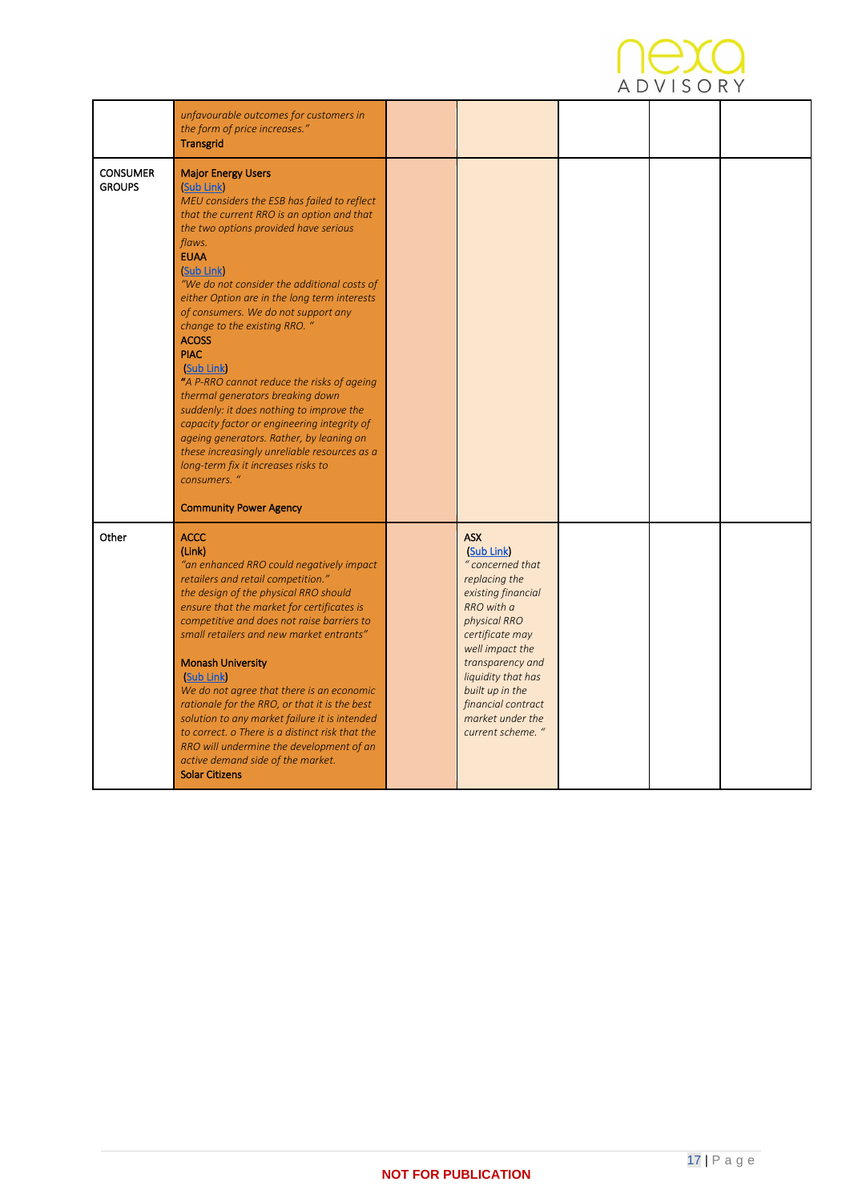| | | | | | | |
|---|---|---|---|---|---|---|
| | *unfavourable outcomes for customers in the form of price increases."*<br>**Transgrid** | | | | | |
| CONSUMER GROUPS | **Major Energy Users**<br>(Sub Link)<br>*MEU considers the ESB has failed to reflect that the current RRO is an option and that the two options provided have serious flaws.*<br>**EUAA**<br>(Sub Link)<br>*"We do not consider the additional costs of either Option are in the long term interests of consumers. We do not support any change to the existing RRO. "*<br>**ACOSS**<br>**PIAC**<br>(Sub Link)<br>*"A P-RRO cannot reduce the risks of ageing thermal generators breaking down suddenly: it does nothing to improve the capacity factor or engineering integrity of ageing generators. Rather, by leaning on these increasingly unreliable resources as a long-term fix it increases risks to consumers. "*<br><br>**Community Power Agency** | | | | | |
| Other | **ACCC**<br>(Link)<br>*"an enhanced RRO could negatively impact retailers and retail competition."*<br>*the design of the physical RRO should ensure that the market for certificates is competitive and does not raise barriers to small retailers and new market entrants"*<br><br>**Monash University**<br>(Sub Link)<br>*We do not agree that there is an economic rationale for the RRO, or that it is the best solution to any market failure it is intended to correct. o There is a distinct risk that the RRO will undermine the development of an active demand side of the market.*<br>**Solar Citizens** | | **ASX**<br>(Sub Link)<br>*" concerned that replacing the existing financial RRO with a physical RRO certificate may well impact the transparency and liquidity that has built up in the financial contract market under the current scheme. "* | | | |

**NOT FOR PUBLICATION**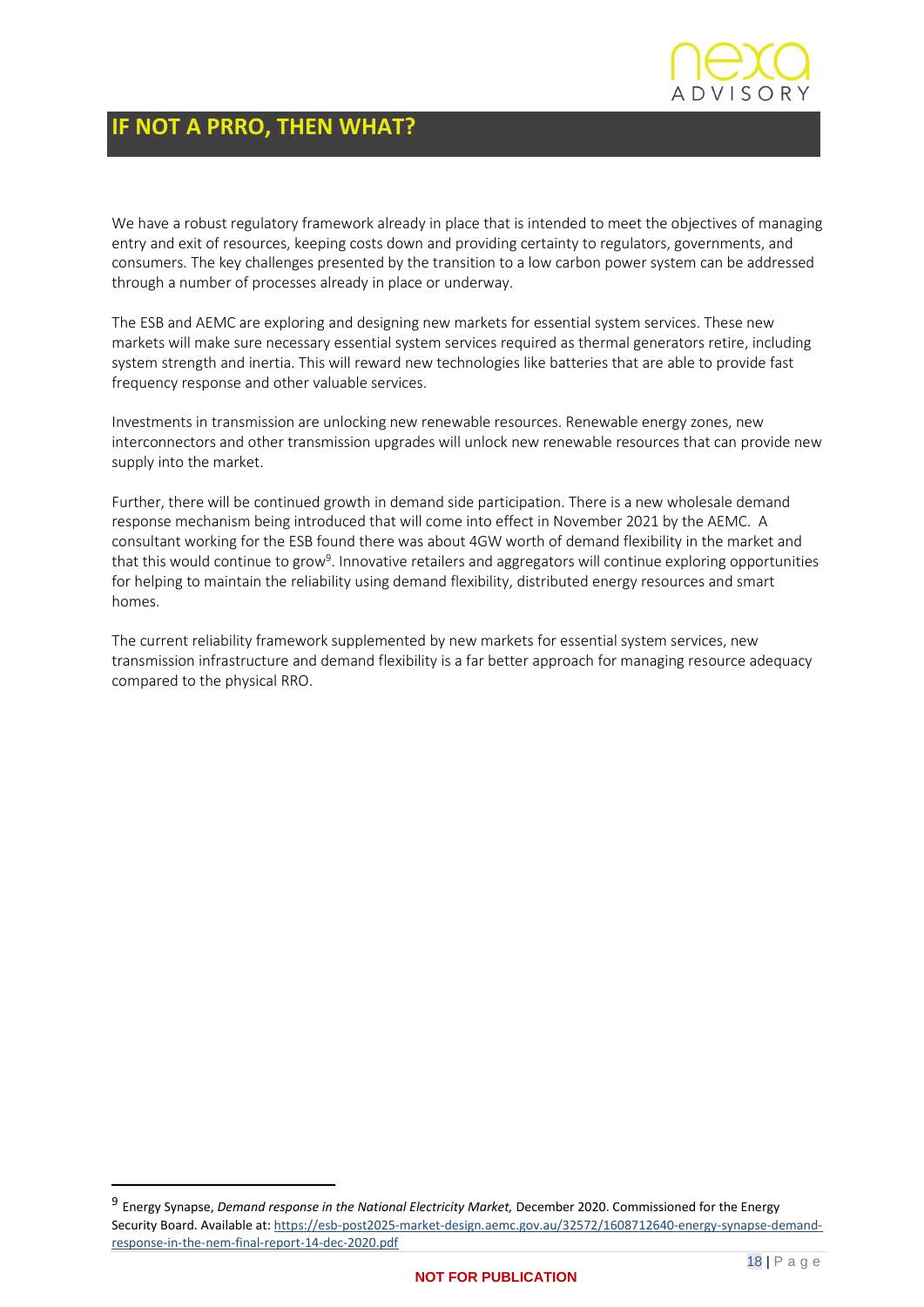# IF NOT A PRRO, THEN WHAT?

We have a robust regulatory framework already in place that is intended to meet the objectives of managing entry and exit of resources, keeping costs down and providing certainty to regulators, governments, and consumers. The key challenges presented by the transition to a low carbon power system can be addressed through a number of processes already in place or underway.

The ESB and AEMC are exploring and designing new markets for essential system services. These new markets will make sure necessary essential system services required as thermal generators retire, including system strength and inertia. This will reward new technologies like batteries that are able to provide fast frequency response and other valuable services.

Investments in transmission are unlocking new renewable resources. Renewable energy zones, new interconnectors and other transmission upgrades will unlock new renewable resources that can provide new supply into the market.

Further, there will be continued growth in demand side participation. There is a new wholesale demand response mechanism being introduced that will come into effect in November 2021 by the AEMC. A consultant working for the ESB found there was about 4GW worth of demand flexibility in the market and that this would continue to grow[9]. Innovative retailers and aggregators will continue exploring opportunities for helping to maintain the reliability using demand flexibility, distributed energy resources and smart homes.

The current reliability framework supplemented by new markets for essential system services, new transmission infrastructure and demand flexibility is a far better approach for managing resource adequacy compared to the physical RRO.

[9] Energy Synapse, *Demand response in the National Electricity Market,* December 2020. Commissioned for the Energy Security Board. Available at: https://esb-post2025-market-design.aemc.gov.au/32572/1608712640-energy-synapse-demand-response-in-the-nem-final-report-14-dec-2020.pdf

NOT FOR PUBLICATION